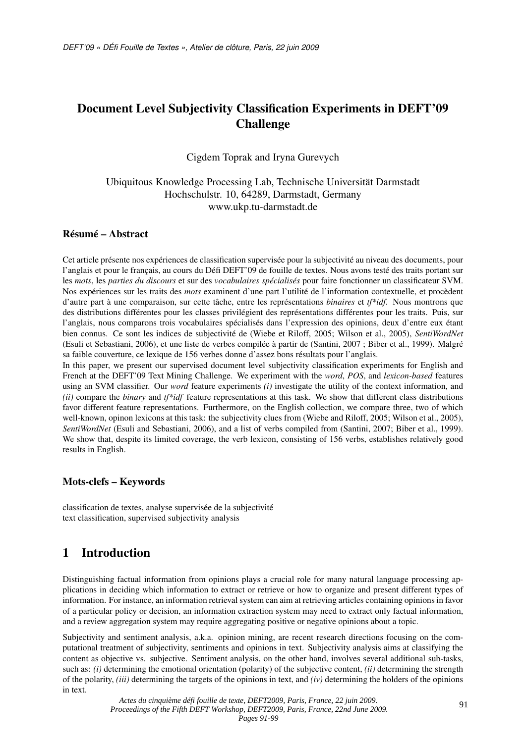# Document Level Subjectivity Classification Experiments in DEFT'09 Challenge

Cigdem Toprak and Iryna Gurevych

Ubiquitous Knowledge Processing Lab, Technische Universität Darmstadt
Hochschulstr. 10, 64289, Darmstadt, Germany
www.ukp.tu-darmstadt.de

## Résumé – Abstract

Cet article présente nos expériences de classification supervisée pour la subjectivité au niveau des documents, pour l'anglais et pour le français, au cours du Défi DEFT'09 de fouille de textes. Nous avons testé des traits portant sur les *mots*, les *parties du discours* et sur des *vocabulaires spécialisés* pour faire fonctionner un classificateur SVM. Nos expériences sur les traits des *mots* examinent d'une part l'utilité de l'information contextuelle, et procèdent d'autre part à une comparaison, sur cette tâche, entre les représentations *binaires* et *tf\*idf*. Nous montrons que des distributions différentes pour les classes privilégient des représentations différentes pour les traits. Puis, sur l'anglais, nous comparons trois vocabulaires spécialisés dans l'expression des opinions, deux d'entre eux étant bien connus. Ce sont les indices de subjectivité de (Wiebe et Riloff, 2005; Wilson et al., 2005), *SentiWordNet* (Esuli et Sebastiani, 2006), et une liste de verbes compilée à partir de (Santini, 2007 ; Biber et al., 1999). Malgré sa faible couverture, ce lexique de 156 verbes donne d'assez bons résultats pour l'anglais.

In this paper, we present our supervised document level subjectivity classification experiments for English and French at the DEFT'09 Text Mining Challenge. We experiment with the *word*, *POS*, and *lexicon-based* features using an SVM classifier. Our *word* feature experiments *(i)* investigate the utility of the context information, and *(ii)* compare the *binary* and *tf\*idf* feature representations at this task. We show that different class distributions favor different feature representations. Furthermore, on the English collection, we compare three, two of which well-known, opinon lexicons at this task: the subjectivity clues from (Wiebe and Riloff, 2005; Wilson et al., 2005), *SentiWordNet* (Esuli and Sebastiani, 2006), and a list of verbs compiled from (Santini, 2007; Biber et al., 1999). We show that, despite its limited coverage, the verb lexicon, consisting of 156 verbs, establishes relatively good results in English.

## Mots-clefs – Keywords

classification de textes, analyse supervisée de la subjectivité
text classification, supervised subjectivity analysis

## 1 Introduction

Distinguishing factual information from opinions plays a crucial role for many natural language processing applications in deciding which information to extract or retrieve or how to organize and present different types of information. For instance, an information retrieval system can aim at retrieving articles containing opinions in favor of a particular policy or decision, an information extraction system may need to extract only factual information, and a review aggregation system may require aggregating positive or negative opinions about a topic.

Subjectivity and sentiment analysis, a.k.a. opinion mining, are recent research directions focusing on the computational treatment of subjectivity, sentiments and opinions in text. Subjectivity analysis aims at classifying the content as objective vs. subjective. Sentiment analysis, on the other hand, involves several additional sub-tasks, such as: *(i)* determining the emotional orientation (polarity) of the subjective content, *(ii)* determining the strength of the polarity, *(iii)* determining the targets of the opinions in text, and *(iv)* determining the holders of the opinions in text.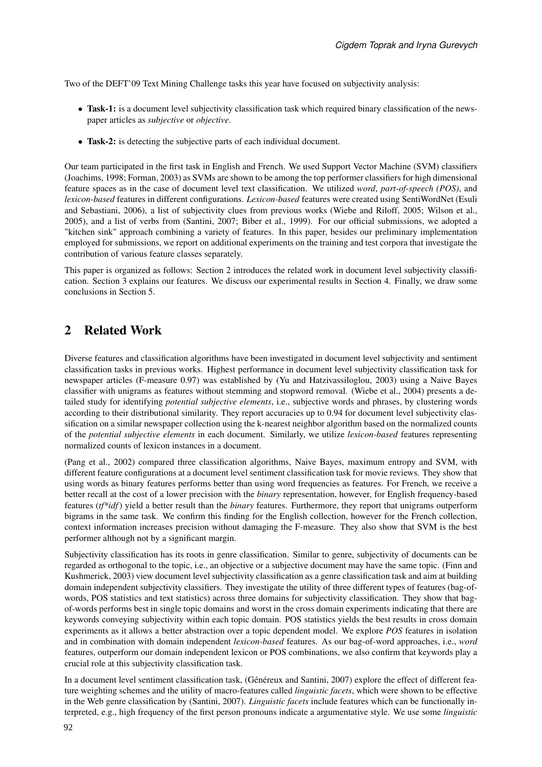Two of the DEFT'09 Text Mining Challenge tasks this year have focused on subjectivity analysis:

- **Task-1:** is a document level subjectivity classification task which required binary classification of the newspaper articles as *subjective* or *objective*.
- **Task-2:** is detecting the subjective parts of each individual document.

Our team participated in the first task in English and French. We used Support Vector Machine (SVM) classifiers (Joachims, 1998; Forman, 2003) as SVMs are shown to be among the top performer classifiers for high dimensional feature spaces as in the case of document level text classification. We utilized *word*, *part-of-speech (POS)*, and *lexicon-based* features in different configurations. *Lexicon-based* features were created using SentiWordNet (Esuli and Sebastiani, 2006), a list of subjectivity clues from previous works (Wiebe and Riloff, 2005; Wilson et al., 2005), and a list of verbs from (Santini, 2007; Biber et al., 1999). For our official submissions, we adopted a "kitchen sink" approach combining a variety of features. In this paper, besides our preliminary implementation employed for submissions, we report on additional experiments on the training and test corpora that investigate the contribution of various feature classes separately.

This paper is organized as follows: Section 2 introduces the related work in document level subjectivity classification. Section 3 explains our features. We discuss our experimental results in Section 4. Finally, we draw some conclusions in Section 5.

## 2 Related Work

Diverse features and classification algorithms have been investigated in document level subjectivity and sentiment classification tasks in previous works. Highest performance in document level subjectivity classification task for newspaper articles (F-measure 0.97) was established by (Yu and Hatzivassiloglou, 2003) using a Naive Bayes classifier with unigrams as features without stemming and stopword removal. (Wiebe et al., 2004) presents a detailed study for identifying *potential subjective elements*, i.e., subjective words and phrases, by clustering words according to their distributional similarity. They report accuracies up to 0.94 for document level subjectivity classification on a similar newspaper collection using the k-nearest neighbor algorithm based on the normalized counts of the *potential subjective elements* in each document. Similarly, we utilize *lexicon-based* features representing normalized counts of lexicon instances in a document.

(Pang et al., 2002) compared three classification algorithms, Naive Bayes, maximum entropy and SVM, with different feature configurations at a document level sentiment classification task for movie reviews. They show that using words as binary features performs better than using word frequencies as features. For French, we receive a better recall at the cost of a lower precision with the *binary* representation, however, for English frequency-based features (*tf\*idf*) yield a better result than the *binary* features. Furthermore, they report that unigrams outperform bigrams in the same task. We confirm this finding for the English collection, however for the French collection, context information increases precision without damaging the F-measure. They also show that SVM is the best performer although not by a significant margin.

Subjectivity classification has its roots in genre classification. Similar to genre, subjectivity of documents can be regarded as orthogonal to the topic, i.e., an objective or a subjective document may have the same topic. (Finn and Kushmerick, 2003) view document level subjectivity classification as a genre classification task and aim at building domain independent subjectivity classifiers. They investigate the utility of three different types of features (bag-of-words, POS statistics and text statistics) across three domains for subjectivity classification. They show that bag-of-words performs best in single topic domains and worst in the cross domain experiments indicating that there are keywords conveying subjectivity within each topic domain. POS statistics yields the best results in cross domain experiments as it allows a better abstraction over a topic dependent model. We explore *POS* features in isolation and in combination with domain independent *lexicon-based* features. As our bag-of-word approaches, i.e., *word* features, outperform our domain independent lexicon or POS combinations, we also confirm that keywords play a crucial role at this subjectivity classification task.

In a document level sentiment classification task, (Généreux and Santini, 2007) explore the effect of different feature weighting schemes and the utility of macro-features called *linguistic facets*, which were shown to be effective in the Web genre classification by (Santini, 2007). *Linguistic facets* include features which can be functionally interpreted, e.g., high frequency of the first person pronouns indicate a argumentative style. We use some *linguistic*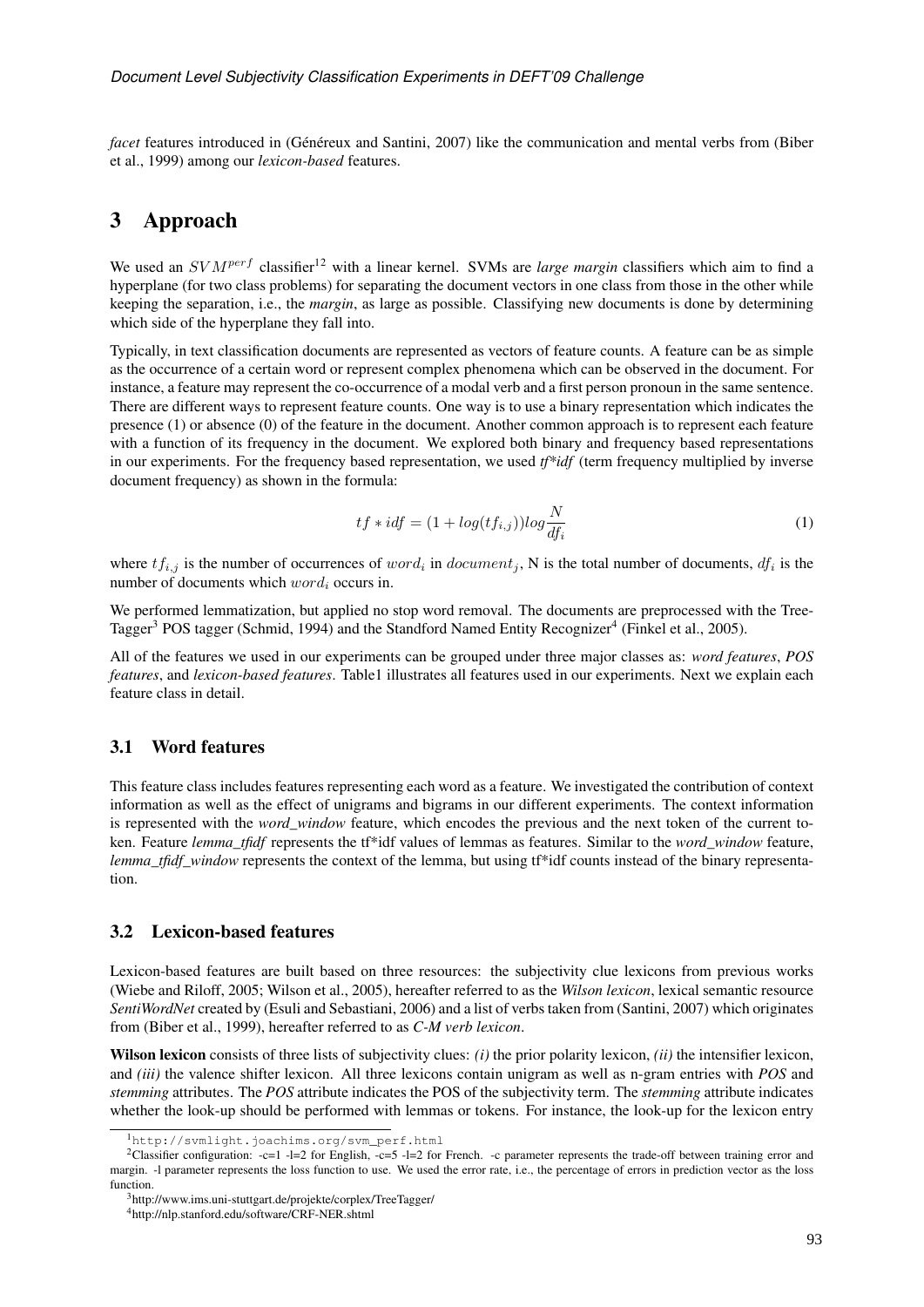*facet* features introduced in (Généreux and Santini, 2007) like the communication and mental verbs from (Biber et al., 1999) among our *lexicon-based* features.

# 3 Approach

We used an $SVM^{perf}$ classifier[1][2] with a linear kernel. SVMs are *large margin* classifiers which aim to find a hyperplane (for two class problems) for separating the document vectors in one class from those in the other while keeping the separation, i.e., the *margin*, as large as possible. Classifying new documents is done by determining which side of the hyperplane they fall into.

Typically, in text classification documents are represented as vectors of feature counts. A feature can be as simple as the occurrence of a certain word or represent complex phenomena which can be observed in the document. For instance, a feature may represent the co-occurrence of a modal verb and a first person pronoun in the same sentence. There are different ways to represent feature counts. One way is to use a binary representation which indicates the presence (1) or absence (0) of the feature in the document. Another common approach is to represent each feature with a function of its frequency in the document. We explored both binary and frequency based representations in our experiments. For the frequency based representation, we used *tf*idf* (term frequency multiplied by inverse document frequency) as shown in the formula:

$$tf * idf = (1 + log(tf_{i,j}))log\frac{N}{df_i} \tag{1}$$

where $tf_{i,j}$ is the number of occurrences of $word_i$ in $document_j$, N is the total number of documents, $df_i$ is the number of documents which $word_i$ occurs in.

We performed lemmatization, but applied no stop word removal. The documents are preprocessed with the TreeTagger[3] POS tagger (Schmid, 1994) and the Standford Named Entity Recognizer[4] (Finkel et al., 2005).

All of the features we used in our experiments can be grouped under three major classes as: *word features*, *POS features*, and *lexicon-based features*. Table1 illustrates all features used in our experiments. Next we explain each feature class in detail.

## 3.1 Word features

This feature class includes features representing each word as a feature. We investigated the contribution of context information as well as the effect of unigrams and bigrams in our different experiments. The context information is represented with the *word_window* feature, which encodes the previous and the next token of the current token. Feature *lemma_tfidf* represents the tf*idf values of lemmas as features. Similar to the *word_window* feature, *lemma_tfidf_window* represents the context of the lemma, but using tf*idf counts instead of the binary representation.

## 3.2 Lexicon-based features

Lexicon-based features are built based on three resources: the subjectivity clue lexicons from previous works (Wiebe and Riloff, 2005; Wilson et al., 2005), hereafter referred to as the *Wilson lexicon*, lexical semantic resource *SentiWordNet* created by (Esuli and Sebastiani, 2006) and a list of verbs taken from (Santini, 2007) which originates from (Biber et al., 1999), hereafter referred to as *C-M verb lexicon*.

**Wilson lexicon** consists of three lists of subjectivity clues: *(i)* the prior polarity lexicon, *(ii)* the intensifier lexicon, and *(iii)* the valence shifter lexicon. All three lexicons contain unigram as well as n-gram entries with *POS* and *stemming* attributes. The *POS* attribute indicates the POS of the subjectivity term. The *stemming* attribute indicates whether the look-up should be performed with lemmas or tokens. For instance, the look-up for the lexicon entry

---

[1] http://svmlight.joachims.org/svm_perf.html

[2] Classifier configuration: -c=1 -l=2 for English, -c=5 -l=2 for French. -c parameter represents the trade-off between training error and margin. -l parameter represents the loss function to use. We used the error rate, i.e., the percentage of errors in prediction vector as the loss function.

[3] http://www.ims.uni-stuttgart.de/projekte/corplex/TreeTagger/

[4] http://nlp.stanford.edu/software/CRF-NER.shtml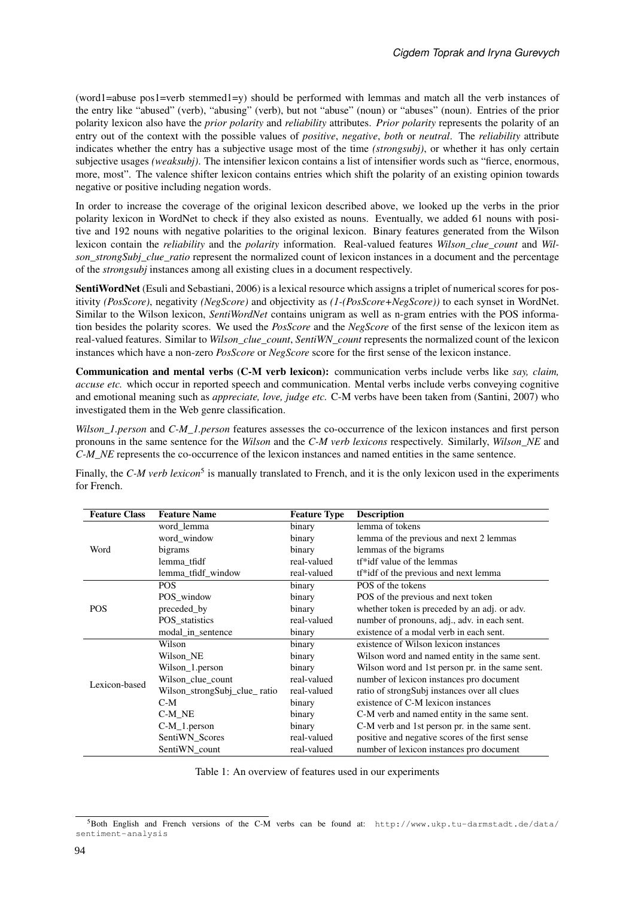(word1=abuse pos1=verb stemmed1=y) should be performed with lemmas and match all the verb instances of the entry like "abused" (verb), "abusing" (verb), but not "abuse" (noun) or "abuses" (noun). Entries of the prior polarity lexicon also have the *prior polarity* and *reliability* attributes. *Prior polarity* represents the polarity of an entry out of the context with the possible values of *positive*, *negative*, *both* or *neutral*. The *reliability* attribute indicates whether the entry has a subjective usage most of the time *(strongsubj)*, or whether it has only certain subjective usages *(weaksubj)*. The intensifier lexicon contains a list of intensifier words such as "fierce, enormous, more, most". The valence shifter lexicon contains entries which shift the polarity of an existing opinion towards negative or positive including negation words.

In order to increase the coverage of the original lexicon described above, we looked up the verbs in the prior polarity lexicon in WordNet to check if they also existed as nouns. Eventually, we added 61 nouns with positive and 192 nouns with negative polarities to the original lexicon. Binary features generated from the Wilson lexicon contain the *reliability* and the *polarity* information. Real-valued features *Wilson_clue_count* and *Wilson_strongSubj_clue_ratio* represent the normalized count of lexicon instances in a document and the percentage of the *strongsubj* instances among all existing clues in a document respectively.

**SentiWordNet** (Esuli and Sebastiani, 2006) is a lexical resource which assigns a triplet of numerical scores for positivity *(PosScore)*, negativity *(NegScore)* and objectivity as *(1-(PosScore+NegScore))* to each synset in WordNet. Similar to the Wilson lexicon, *SentiWordNet* contains unigram as well as n-gram entries with the POS information besides the polarity scores. We used the *PosScore* and the *NegScore* of the first sense of the lexicon item as real-valued features. Similar to *Wilson_clue_count*, *SentiWN_count* represents the normalized count of the lexicon instances which have a non-zero *PosScore* or *NegScore* score for the first sense of the lexicon instance.

**Communication and mental verbs (C-M verb lexicon):** communication verbs include verbs like *say, claim, accuse etc.* which occur in reported speech and communication. Mental verbs include verbs conveying cognitive and emotional meaning such as *appreciate, love, judge etc.* C-M verbs have been taken from (Santini, 2007) who investigated them in the Web genre classification.

*Wilson_1.person* and *C-M_1.person* features assesses the co-occurrence of the lexicon instances and first person pronouns in the same sentence for the *Wilson* and the *C-M verb lexicons* respectively. Similarly, *Wilson_NE* and *C-M_NE* represents the co-occurrence of the lexicon instances and named entities in the same sentence.

Finally, the *C-M verb lexicon*[5] is manually translated to French, and it is the only lexicon used in the experiments for French.

| Feature Class | Feature Name | Feature Type | Description |
|---|---|---|---|
| Word | word_lemma | binary | lemma of tokens |
| | word_window | binary | lemma of the previous and next 2 lemmas |
| | bigrams | binary | lemmas of the bigrams |
| | lemma_tfidf | real-valued | tf*idf value of the lemmas |
| | lemma_tfidf_window | real-valued | tf*idf of the previous and next lemma |
| POS | POS | binary | POS of the tokens |
| | POS_window | binary | POS of the previous and next token |
| | preceded_by | binary | whether token is preceded by an adj. or adv. |
| | POS_statistics | real-valued | number of pronouns, adj., adv. in each sent. |
| | modal_in_sentence | binary | existence of a modal verb in each sent. |
| Lexicon-based | Wilson | binary | existence of Wilson lexicon instances |
| | Wilson_NE | binary | Wilson word and named entity in the same sent. |
| | Wilson_1.person | binary | Wilson word and 1st person pr. in the same sent. |
| | Wilson_clue_count | real-valued | number of lexicon instances pro document |
| | Wilson_strongSubj_clue_ ratio | real-valued | ratio of strongSubj instances over all clues |
| | C-M | binary | existence of C-M lexicon instances |
| | C-M_NE | binary | C-M verb and named entity in the same sent. |
| | C-M_1.person | binary | C-M verb and 1st person pr. in the same sent. |
| | SentiWN_Scores | real-valued | positive and negative scores of the first sense |
| | SentiWN_count | real-valued | number of lexicon instances pro document |

Table 1: An overview of features used in our experiments

[5] Both English and French versions of the C-M verbs can be found at: http://www.ukp.tu-darmstadt.de/data/sentiment-analysis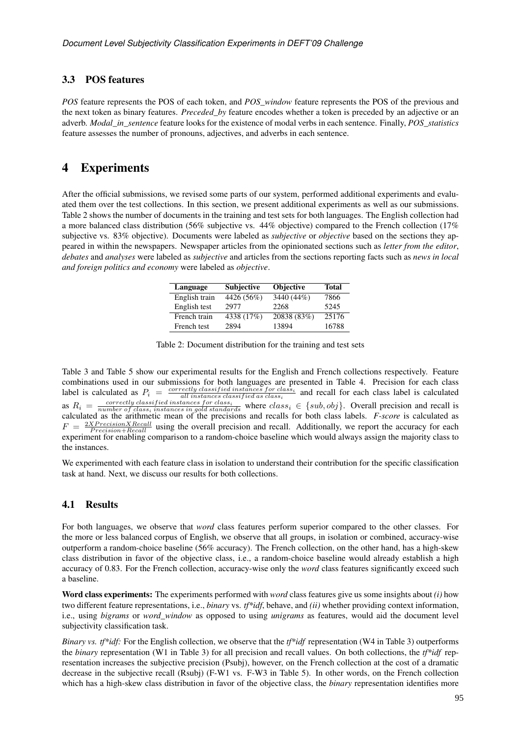### 3.3 POS features

*POS* feature represents the POS of each token, and *POS_window* feature represents the POS of the previous and the next token as binary features. *Preceded_by* feature encodes whether a token is preceded by an adjective or an adverb. *Modal_in_sentence* feature looks for the existence of modal verbs in each sentence. Finally, *POS_statistics* feature assesses the number of pronouns, adjectives, and adverbs in each sentence.

## 4 Experiments

After the official submissions, we revised some parts of our system, performed additional experiments and evaluated them over the test collections. In this section, we present additional experiments as well as our submissions. Table 2 shows the number of documents in the training and test sets for both languages. The English collection had a more balanced class distribution (56% subjective vs. 44% objective) compared to the French collection (17% subjective vs. 83% objective). Documents were labeled as *subjective* or *objective* based on the sections they appeared in within the newspapers. Newspaper articles from the opinionated sections such as *letter from the editor*, *debates* and *analyses* were labeled as *subjective* and articles from the sections reporting facts such as *news in local and foreign politics and economy* were labeled as *objective*.

| Language | Subjective | Objective | Total |
|---|---|---|---|
| English train | 4426 (56%) | 3440 (44%) | 7866 |
| English test | 2977 | 2268 | 5245 |
| French train | 4338 (17%) | 20838 (83%) | 25176 |
| French test | 2894 | 13894 | 16788 |

Table 2: Document distribution for the training and test sets

Table 3 and Table 5 show our experimental results for the English and French collections respectively. Feature combinations used in our submissions for both languages are presented in Table 4. Precision for each class label is calculated as $P_i = \frac{correctly\ classified\ instances\ for\ class_i}{all\ instances\ classified\ as\ class_i}$ and recall for each class label is calculated as $R_i = \frac{correctly\ classified\ instances\ for\ class_i}{number\ of\ class_i\ instances\ in\ gold\ standards}$ where $class_i \in \{sub, obj\}$. Overall precision and recall is calculated as the arithmetic mean of the precisions and recalls for both class labels. *F-score* is calculated as $F = \frac{2XPrecisionXRecall}{Precision+Recall}$ using the overall precision and recall. Additionally, we report the accuracy for each experiment for enabling comparison to a random-choice baseline which would always assign the majority class to the instances.

We experimented with each feature class in isolation to understand their contribution for the specific classification task at hand. Next, we discuss our results for both collections.

### 4.1 Results

For both languages, we observe that *word* class features perform superior compared to the other classes. For the more or less balanced corpus of English, we observe that all groups, in isolation or combined, accuracy-wise outperform a random-choice baseline (56% accuracy). The French collection, on the other hand, has a high-skew class distribution in favor of the objective class, i.e., a random-choice baseline would already establish a high accuracy of 0.83. For the French collection, accuracy-wise only the *word* class features significantly exceed such a baseline.

**Word class experiments:** The experiments performed with *word* class features give us some insights about *(i)* how two different feature representations, i.e., *binary* vs. *tf\*idf*, behave, and *(ii)* whether providing context information, i.e., using *bigrams* or *word_window* as opposed to using *unigrams* as features, would aid the document level subjectivity classification task.

*Binary vs. tf\*idf:* For the English collection, we observe that the *tf\*idf* representation (W4 in Table 3) outperforms the *binary* representation (W1 in Table 3) for all precision and recall values. On both collections, the *tf\*idf* representation increases the subjective precision (Psubj), however, on the French collection at the cost of a dramatic decrease in the subjective recall (Rsubj) (F-W1 vs. F-W3 in Table 5). In other words, on the French collection which has a high-skew class distribution in favor of the objective class, the *binary* representation identifies more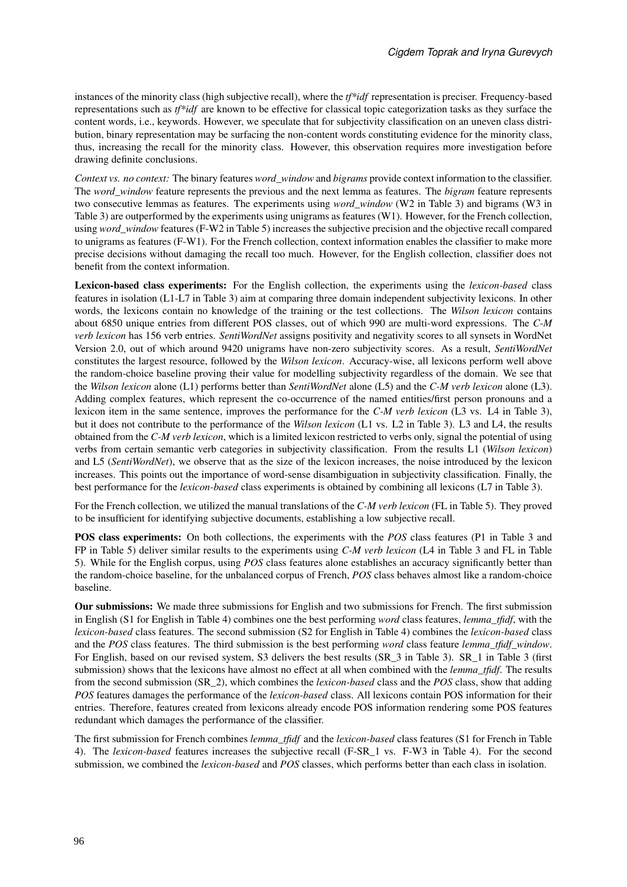instances of the minority class (high subjective recall), where the *tf*idf* representation is preciser. Frequency-based representations such as *tf*idf* are known to be effective for classical topic categorization tasks as they surface the content words, i.e., keywords. However, we speculate that for subjectivity classification on an uneven class distribution, binary representation may be surfacing the non-content words constituting evidence for the minority class, thus, increasing the recall for the minority class. However, this observation requires more investigation before drawing definite conclusions.

*Context vs. no context:* The binary features *word_window* and *bigrams* provide context information to the classifier. The *word_window* feature represents the previous and the next lemma as features. The *bigram* feature represents two consecutive lemmas as features. The experiments using *word_window* (W2 in Table 3) and bigrams (W3 in Table 3) are outperformed by the experiments using unigrams as features (W1). However, for the French collection, using *word_window* features (F-W2 in Table 5) increases the subjective precision and the objective recall compared to unigrams as features (F-W1). For the French collection, context information enables the classifier to make more precise decisions without damaging the recall too much. However, for the English collection, classifier does not benefit from the context information.

**Lexicon-based class experiments:** For the English collection, the experiments using the *lexicon-based* class features in isolation (L1-L7 in Table 3) aim at comparing three domain independent subjectivity lexicons. In other words, the lexicons contain no knowledge of the training or the test collections. The *Wilson lexicon* contains about 6850 unique entries from different POS classes, out of which 990 are multi-word expressions. The *C-M verb lexicon* has 156 verb entries. *SentiWordNet* assigns positivity and negativity scores to all synsets in WordNet Version 2.0, out of which around 9420 unigrams have non-zero subjectivity scores. As a result, *SentiWordNet* constitutes the largest resource, followed by the *Wilson lexicon*. Accuracy-wise, all lexicons perform well above the random-choice baseline proving their value for modelling subjectivity regardless of the domain. We see that the *Wilson lexicon* alone (L1) performs better than *SentiWordNet* alone (L5) and the *C-M verb lexicon* alone (L3). Adding complex features, which represent the co-occurrence of the named entities/first person pronouns and a lexicon item in the same sentence, improves the performance for the *C-M verb lexicon* (L3 vs. L4 in Table 3), but it does not contribute to the performance of the *Wilson lexicon* (L1 vs. L2 in Table 3). L3 and L4, the results obtained from the *C-M verb lexicon*, which is a limited lexicon restricted to verbs only, signal the potential of using verbs from certain semantic verb categories in subjectivity classification. From the results L1 (*Wilson lexicon*) and L5 (*SentiWordNet*), we observe that as the size of the lexicon increases, the noise introduced by the lexicon increases. This points out the importance of word-sense disambiguation in subjectivity classification. Finally, the best performance for the *lexicon-based* class experiments is obtained by combining all lexicons (L7 in Table 3).

For the French collection, we utilized the manual translations of the *C-M verb lexicon* (FL in Table 5). They proved to be insufficient for identifying subjective documents, establishing a low subjective recall.

**POS class experiments:** On both collections, the experiments with the *POS* class features (P1 in Table 3 and FP in Table 5) deliver similar results to the experiments using *C-M verb lexicon* (L4 in Table 3 and FL in Table 5). While for the English corpus, using *POS* class features alone establishes an accuracy significantly better than the random-choice baseline, for the unbalanced corpus of French, *POS* class behaves almost like a random-choice baseline.

**Our submissions:** We made three submissions for English and two submissions for French. The first submission in English (S1 for English in Table 4) combines one the best performing *word* class features, *lemma_tfidf*, with the *lexicon-based* class features. The second submission (S2 for English in Table 4) combines the *lexicon-based* class and the *POS* class features. The third submission is the best performing *word* class feature *lemma_tfidf_window*. For English, based on our revised system, S3 delivers the best results (SR_3 in Table 3). SR_1 in Table 3 (first submission) shows that the lexicons have almost no effect at all when combined with the *lemma_tfidf*. The results from the second submission (SR_2), which combines the *lexicon-based* class and the *POS* class, show that adding *POS* features damages the performance of the *lexicon-based* class. All lexicons contain POS information for their entries. Therefore, features created from lexicons already encode POS information rendering some POS features redundant which damages the performance of the classifier.

The first submission for French combines *lemma_tfidf* and the *lexicon-based* class features (S1 for French in Table 4). The *lexicon-based* features increases the subjective recall (F-SR_1 vs. F-W3 in Table 4). For the second submission, we combined the *lexicon-based* and *POS* classes, which performs better than each class in isolation.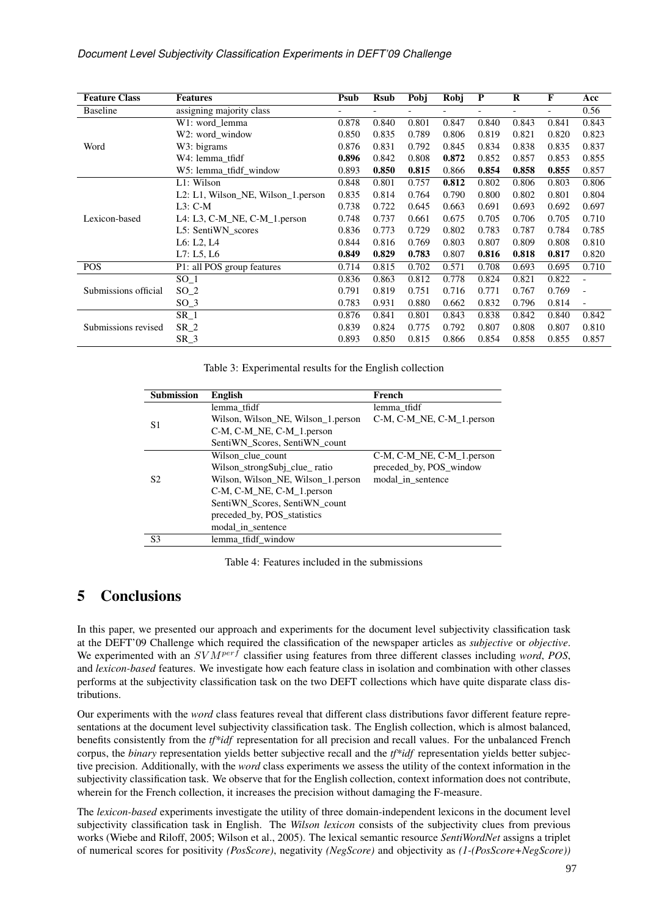| Feature Class | Features | Psub | Rsub | Pobj | Robj | P | R | F | Acc |
|---|---|---|---|---|---|---|---|---|---|
| Baseline | assigning majority class | - | - | - | - | - | - | - | 0.56 |
| Word | W1: word_lemma | 0.878 | 0.840 | 0.801 | 0.847 | 0.840 | 0.843 | 0.841 | 0.843 |
| | W2: word_window | 0.850 | 0.835 | 0.789 | 0.806 | 0.819 | 0.821 | 0.820 | 0.823 |
| | W3: bigrams | 0.876 | 0.831 | 0.792 | 0.845 | 0.834 | 0.838 | 0.835 | 0.837 |
| | W4: lemma_tfidf | **0.896** | 0.842 | 0.808 | **0.872** | 0.852 | 0.857 | 0.853 | 0.855 |
| | W5: lemma_tfidf_window | 0.893 | **0.850** | **0.815** | 0.866 | **0.854** | **0.858** | **0.855** | 0.857 |
| Lexicon-based | L1: Wilson | 0.848 | 0.801 | 0.757 | **0.812** | 0.802 | 0.806 | 0.803 | 0.806 |
| | L2: L1, Wilson_NE, Wilson_1.person | 0.835 | 0.814 | 0.764 | 0.790 | 0.800 | 0.802 | 0.801 | 0.804 |
| | L3: C-M | 0.738 | 0.722 | 0.645 | 0.663 | 0.691 | 0.693 | 0.692 | 0.697 |
| | L4: L3, C-M_NE, C-M_1.person | 0.748 | 0.737 | 0.661 | 0.675 | 0.705 | 0.706 | 0.705 | 0.710 |
| | L5: SentiWN_scores | 0.836 | 0.773 | 0.729 | 0.802 | 0.783 | 0.787 | 0.784 | 0.785 |
| | L6: L2, L4 | 0.844 | 0.816 | 0.769 | 0.803 | 0.807 | 0.809 | 0.808 | 0.810 |
| | L7: L5, L6 | **0.849** | **0.829** | **0.783** | 0.807 | **0.816** | **0.818** | **0.817** | 0.820 |
| POS | P1: all POS group features | 0.714 | 0.815 | 0.702 | 0.571 | 0.708 | 0.693 | 0.695 | 0.710 |
| Submissions official | SO_1 | 0.836 | 0.863 | 0.812 | 0.778 | 0.824 | 0.821 | 0.822 | - |
| | SO_2 | 0.791 | 0.819 | 0.751 | 0.716 | 0.771 | 0.767 | 0.769 | - |
| | SO_3 | 0.783 | 0.931 | 0.880 | 0.662 | 0.832 | 0.796 | 0.814 | - |
| Submissions revised | SR_1 | 0.876 | 0.841 | 0.801 | 0.843 | 0.838 | 0.842 | 0.840 | 0.842 |
| | SR_2 | 0.839 | 0.824 | 0.775 | 0.792 | 0.807 | 0.808 | 0.807 | 0.810 |
| | SR_3 | 0.893 | 0.850 | 0.815 | 0.866 | 0.854 | 0.858 | 0.855 | 0.857 |

Table 3: Experimental results for the English collection

| Submission | English | French |
|---|---|---|
| S1 | lemma_tfidf<br>Wilson, Wilson_NE, Wilson_1.person<br>C-M, C-M_NE, C-M_1.person<br>SentiWN_Scores, SentiWN_count | lemma_tfidf<br>C-M, C-M_NE, C-M_1.person |
| S2 | Wilson_clue_count<br>Wilson_strongSubj_clue_ ratio<br>Wilson, Wilson_NE, Wilson_1.person<br>C-M, C-M_NE, C-M_1.person<br>SentiWN_Scores, SentiWN_count<br>preceded_by, POS_statistics<br>modal_in_sentence | C-M, C-M_NE, C-M_1.person<br>preceded_by, POS_window<br>modal_in_sentence |
| S3 | lemma_tfidf_window | |

Table 4: Features included in the submissions

# 5 Conclusions

In this paper, we presented our approach and experiments for the document level subjectivity classification task at the DEFT'09 Challenge which required the classification of the newspaper articles as *subjective* or *objective*. We experimented with an $SVM^{perf}$ classifier using features from three different classes including *word*, *POS*, and *lexicon-based* features. We investigate how each feature class in isolation and combination with other classes performs at the subjectivity classification task on the two DEFT collections which have quite disparate class distributions.

Our experiments with the *word* class features reveal that different class distributions favor different feature representations at the document level subjectivity classification task. The English collection, which is almost balanced, benefits consistently from the *tf*idf* representation for all precision and recall values. For the unbalanced French corpus, the *binary* representation yields better subjective recall and the *tf*idf* representation yields better subjective precision. Additionally, with the *word* class experiments we assess the utility of the context information in the subjectivity classification task. We observe that for the English collection, context information does not contribute, wherein for the French collection, it increases the precision without damaging the F-measure.

The *lexicon-based* experiments investigate the utility of three domain-independent lexicons in the document level subjectivity classification task in English. The *Wilson lexicon* consists of the subjectivity clues from previous works (Wiebe and Riloff, 2005; Wilson et al., 2005). The lexical semantic resource *SentiWordNet* assigns a triplet of numerical scores for positivity *(PosScore)*, negativity *(NegScore)* and objectivity as *(1-(PosScore+NegScore))*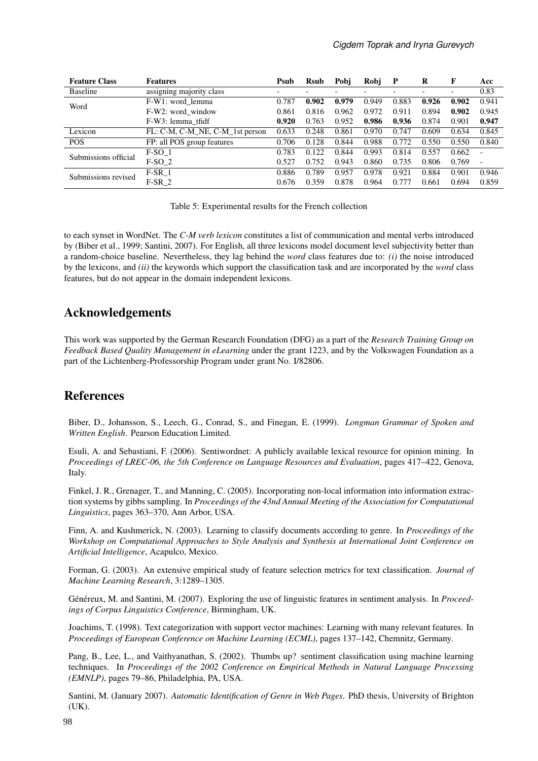| Feature Class | Features | Psub | Rsub | Pobj | Robj | P | R | F | Acc |
|---|---|---|---|---|---|---|---|---|---|
| Baseline | assigning majority class | - | - | - | - | - | - | - | 0.83 |
| Word | F-W1: word_lemma | 0.787 | **0.902** | **0.979** | 0.949 | 0.883 | **0.926** | **0.902** | 0.941 |
| | F-W2: word_window | 0.861 | 0.816 | 0.962 | 0.972 | 0.911 | 0.894 | **0.902** | 0.945 |
| | F-W3: lemma_tfidf | **0.920** | 0.763 | 0.952 | **0.986** | **0.936** | 0.874 | 0.901 | **0.947** |
| Lexicon | FL: C-M, C-M_NE, C-M_1st person | 0.633 | 0.248 | 0.861 | 0.970 | 0.747 | 0.609 | 0.634 | 0.845 |
| POS | FP: all POS group features | 0.706 | 0.128 | 0.844 | 0.988 | 0.772 | 0.550 | 0.550 | 0.840 |
| Submissions official | F-SO_1 | 0.783 | 0.122 | 0.844 | 0.993 | 0.814 | 0.557 | 0.662 | - |
| | F-SO_2 | 0.527 | 0.752 | 0.943 | 0.860 | 0.735 | 0.806 | 0.769 | - |
| Submissions revised | F-SR_1 | 0.886 | 0.789 | 0.957 | 0.978 | 0.921 | 0.884 | 0.901 | 0.946 |
| | F-SR_2 | 0.676 | 0.359 | 0.878 | 0.964 | 0.777 | 0.661 | 0.694 | 0.859 |

Table 5: Experimental results for the French collection

to each synset in WordNet. The *C-M verb lexicon* constitutes a list of communication and mental verbs introduced by (Biber et al., 1999; Santini, 2007). For English, all three lexicons model document level subjectivity better than a random-choice baseline. Nevertheless, they lag behind the *word* class features due to: *(i)* the noise introduced by the lexicons, and *(ii)* the keywords which support the classification task and are incorporated by the *word* class features, but do not appear in the domain independent lexicons.

## Acknowledgements

This work was supported by the German Research Foundation (DFG) as a part of the *Research Training Group on Feedback Based Quality Management in eLearning* under the grant 1223, and by the Volkswagen Foundation as a part of the Lichtenberg-Professorship Program under grant No. I/82806.

## References

Biber, D., Johansson, S., Leech, G., Conrad, S., and Finegan, E. (1999). *Longman Grammar of Spoken and Written English*. Pearson Education Limited.

Esuli, A. and Sebastiani, F. (2006). Sentiwordnet: A publicly available lexical resource for opinion mining. In *Proceedings of LREC-06, the 5th Conference on Language Resources and Evaluation*, pages 417–422, Genova, Italy.

Finkel, J. R., Grenager, T., and Manning, C. (2005). Incorporating non-local information into information extraction systems by gibbs sampling. In *Proceedings of the 43nd Annual Meeting of the Association for Computational Linguistics*, pages 363–370, Ann Arbor, USA.

Finn, A. and Kushmerick, N. (2003). Learning to classify documents according to genre. In *Proceedings of the Workshop on Computational Approaches to Style Analysis and Synthesis at International Joint Conference on Artificial Intelligence*, Acapulco, Mexico.

Forman, G. (2003). An extensive empirical study of feature selection metrics for text classification. *Journal of Machine Learning Research*, 3:1289–1305.

Généreux, M. and Santini, M. (2007). Exploring the use of linguistic features in sentiment analysis. In *Proceedings of Corpus Linguistics Conference*, Birmingham, UK.

Joachims, T. (1998). Text categorization with support vector machines: Learning with many relevant features. In *Proceedings of European Conference on Machine Learning (ECML)*, pages 137–142, Chemnitz, Germany.

Pang, B., Lee, L., and Vaithyanathan, S. (2002). Thumbs up? sentiment classification using machine learning techniques. In *Proceedings of the 2002 Conference on Empirical Methods in Natural Language Processing (EMNLP)*, pages 79–86, Philadelphia, PA, USA.

Santini, M. (January 2007). *Automatic Identification of Genre in Web Pages*. PhD thesis, University of Brighton (UK).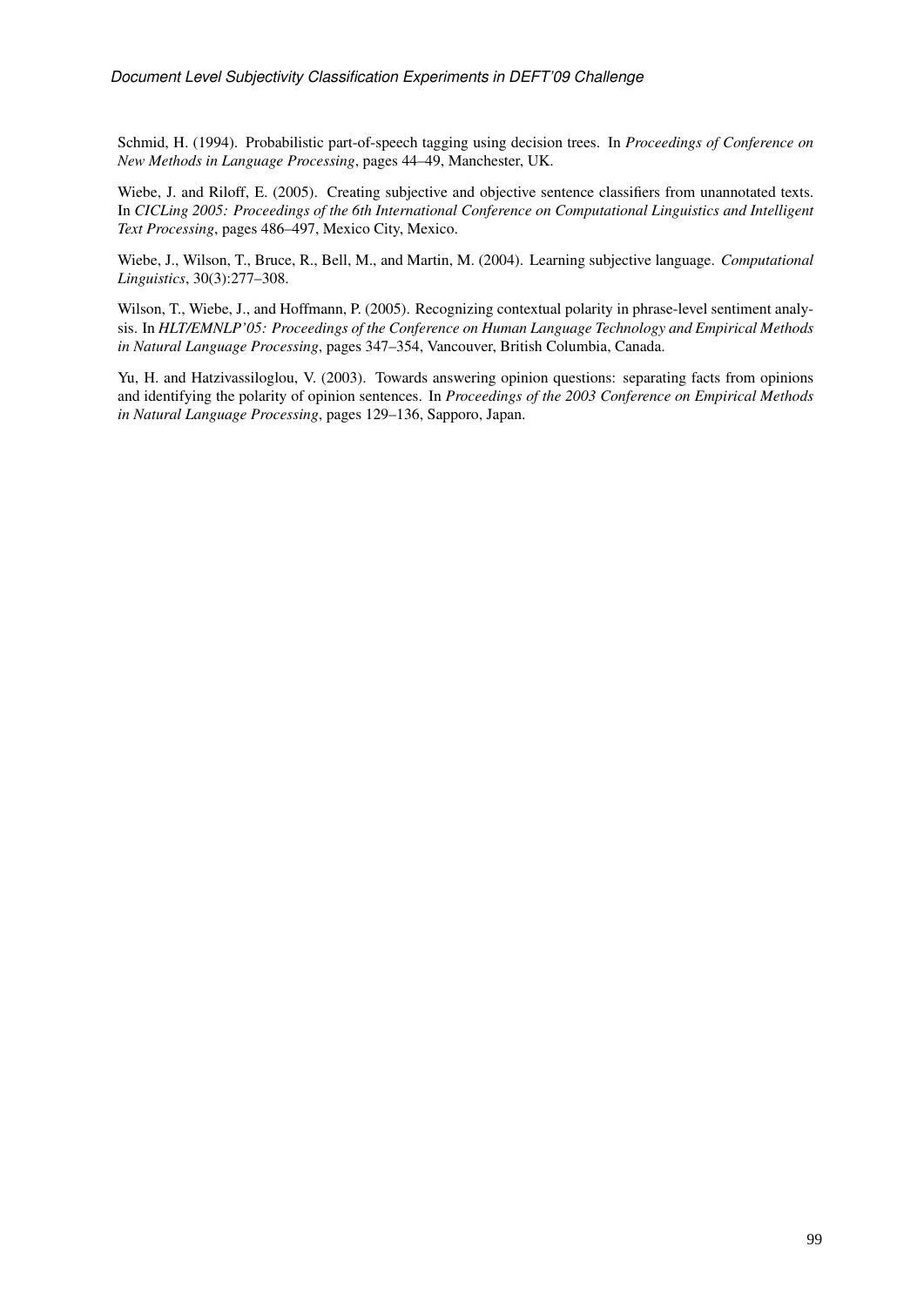Schmid, H. (1994). Probabilistic part-of-speech tagging using decision trees. In *Proceedings of Conference on New Methods in Language Processing*, pages 44–49, Manchester, UK.

Wiebe, J. and Riloff, E. (2005). Creating subjective and objective sentence classifiers from unannotated texts. In *CICLing 2005: Proceedings of the 6th International Conference on Computational Linguistics and Intelligent Text Processing*, pages 486–497, Mexico City, Mexico.

Wiebe, J., Wilson, T., Bruce, R., Bell, M., and Martin, M. (2004). Learning subjective language. *Computational Linguistics*, 30(3):277–308.

Wilson, T., Wiebe, J., and Hoffmann, P. (2005). Recognizing contextual polarity in phrase-level sentiment analysis. In *HLT/EMNLP'05: Proceedings of the Conference on Human Language Technology and Empirical Methods in Natural Language Processing*, pages 347–354, Vancouver, British Columbia, Canada.

Yu, H. and Hatzivassiloglou, V. (2003). Towards answering opinion questions: separating facts from opinions and identifying the polarity of opinion sentences. In *Proceedings of the 2003 Conference on Empirical Methods in Natural Language Processing*, pages 129–136, Sapporo, Japan.